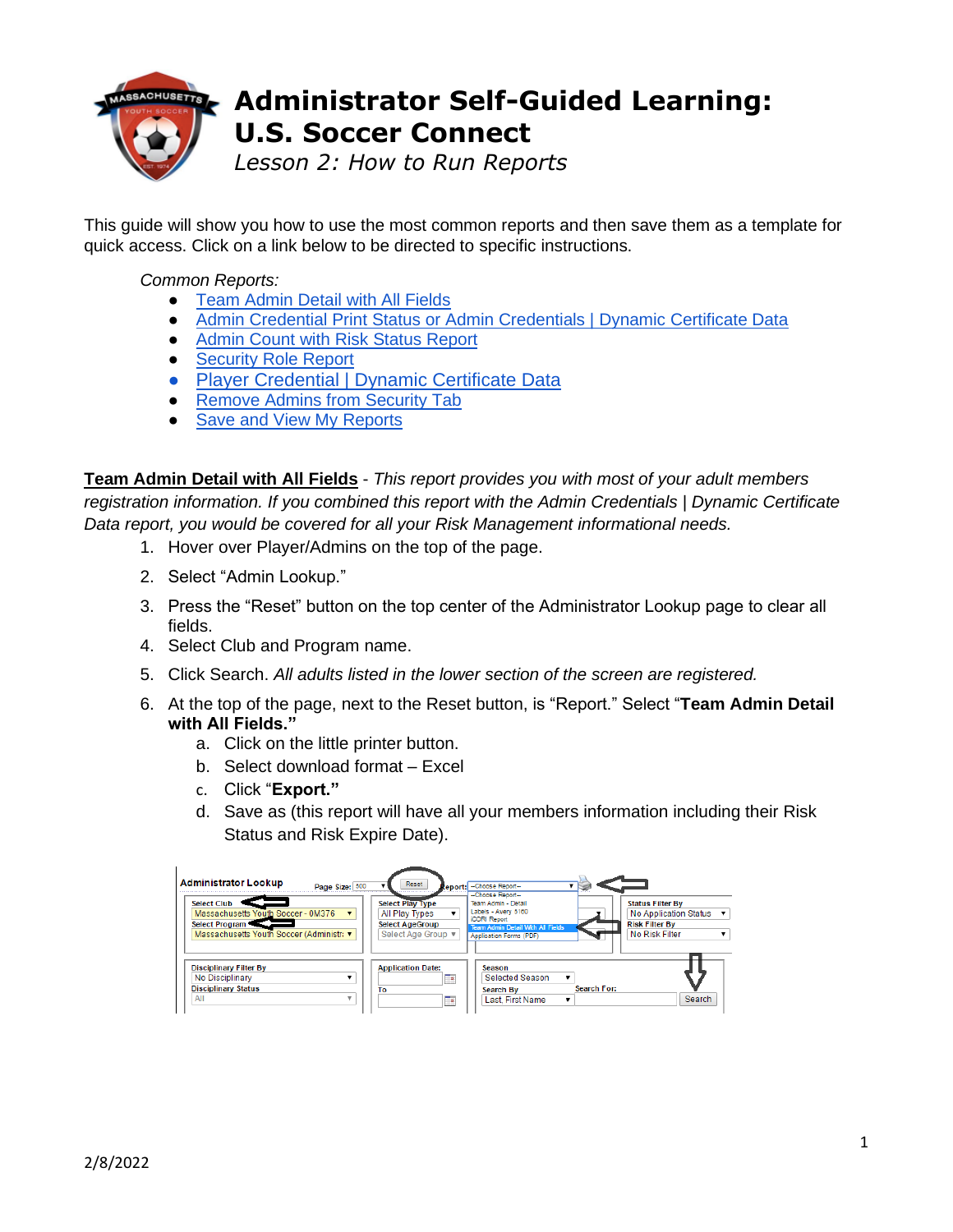# Administrator Self-Guided Learning: U.S. Soccer Connect

*Lesson 2: How to Run Reports*

This guide will show you how to use the most common reports and then save them as a template for quick access. Click on a link below to be directed to specific instructions.

*Common Reports:*

- Team Admin Detail with All Fields
- Admin Credential Print Status or Admin Credentials | Dynamic Certificate Data
- Admin Count with Risk Status Report
- Security Role Report
- Player Credential | Dynamic Certificate Data
- Remove Admins from Security Tab
- Save and View My Reports

**Team Admin Detail with All Fields** - *This report provides you with most of your adult members registration information. If you combined this report with the Admin Credentials | Dynamic Certificate Data report, you would be covered for all your Risk Management informational needs.*

1. Hover over Player/Admins on the top of the page.
2. Select "Admin Lookup."
3. Press the "Reset" button on the top center of the Administrator Lookup page to clear all fields.
4. Select Club and Program name.
5. Click Search. *All adults listed in the lower section of the screen are registered.*
6. At the top of the page, next to the Reset button, is "Report." Select "**Team Admin Detail with All Fields.**"
   a. Click on the little printer button.
   b. Select download format – Excel
   c. Click "**Export.**"
   d. Save as (this report will have all your members information including their Risk Status and Risk Expire Date).

2/8/2022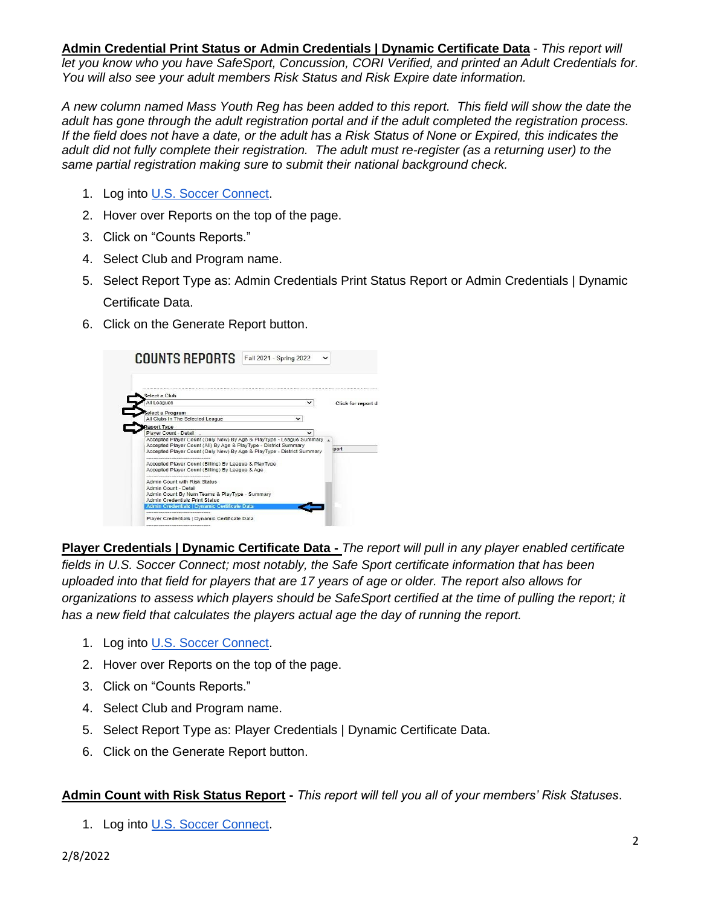**Admin Credential Print Status or Admin Credentials | Dynamic Certificate Data** - *This report will let you know who you have SafeSport, Concussion, CORI Verified, and printed an Adult Credentials for. You will also see your adult members Risk Status and Risk Expire date information.*

*A new column named Mass Youth Reg has been added to this report. This field will show the date the adult has gone through the adult registration portal and if the adult completed the registration process. If the field does not have a date, or the adult has a Risk Status of None or Expired, this indicates the adult did not fully complete their registration. The adult must re-register (as a returning user) to the same partial registration making sure to submit their national background check.*

1. Log into U.S. Soccer Connect.
2. Hover over Reports on the top of the page.
3. Click on "Counts Reports."
4. Select Club and Program name.
5. Select Report Type as: Admin Credentials Print Status Report or Admin Credentials | Dynamic Certificate Data.
6. Click on the Generate Report button.

**Player Credentials | Dynamic Certificate Data -** *The report will pull in any player enabled certificate fields in U.S. Soccer Connect; most notably, the Safe Sport certificate information that has been uploaded into that field for players that are 17 years of age or older. The report also allows for organizations to assess which players should be SafeSport certified at the time of pulling the report; it has a new field that calculates the players actual age the day of running the report.*

1. Log into U.S. Soccer Connect.
2. Hover over Reports on the top of the page.
3. Click on "Counts Reports."
4. Select Club and Program name.
5. Select Report Type as: Player Credentials | Dynamic Certificate Data.
6. Click on the Generate Report button.

**Admin Count with Risk Status Report -** *This report will tell you all of your members' Risk Statuses*.

1. Log into U.S. Soccer Connect.

2/8/2022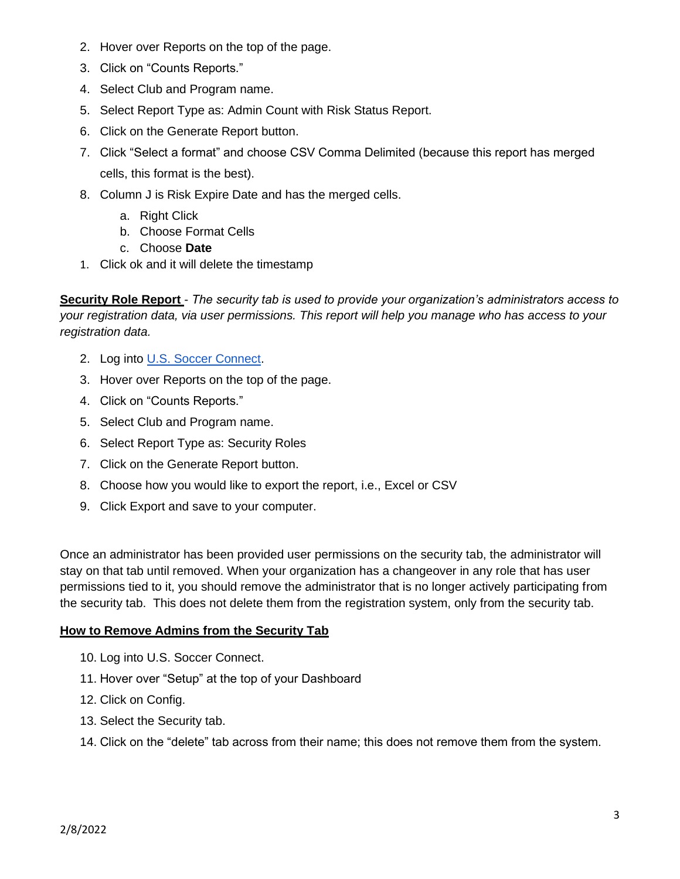2. Hover over Reports on the top of the page.
3. Click on "Counts Reports."
4. Select Club and Program name.
5. Select Report Type as: Admin Count with Risk Status Report.
6. Click on the Generate Report button.
7. Click "Select a format" and choose CSV Comma Delimited (because this report has merged cells, this format is the best).
8. Column J is Risk Expire Date and has the merged cells.
   a. Right Click
   b. Choose Format Cells
   c. Choose **Date**
1. Click ok and it will delete the timestamp

**Security Role Report** - *The security tab is used to provide your organization's administrators access to your registration data, via user permissions. This report will help you manage who has access to your registration data.*

2. Log into [U.S. Soccer Connect](https://www.ussoccerconnect.com).
3. Hover over Reports on the top of the page.
4. Click on "Counts Reports."
5. Select Club and Program name.
6. Select Report Type as: Security Roles
7. Click on the Generate Report button.
8. Choose how you would like to export the report, i.e., Excel or CSV
9. Click Export and save to your computer.

Once an administrator has been provided user permissions on the security tab, the administrator will stay on that tab until removed. When your organization has a changeover in any role that has user permissions tied to it, you should remove the administrator that is no longer actively participating from the security tab. This does not delete them from the registration system, only from the security tab.

**How to Remove Admins from the Security Tab**

10. Log into U.S. Soccer Connect.
11. Hover over "Setup" at the top of your Dashboard
12. Click on Config.
13. Select the Security tab.
14. Click on the "delete" tab across from their name; this does not remove them from the system.

2/8/2022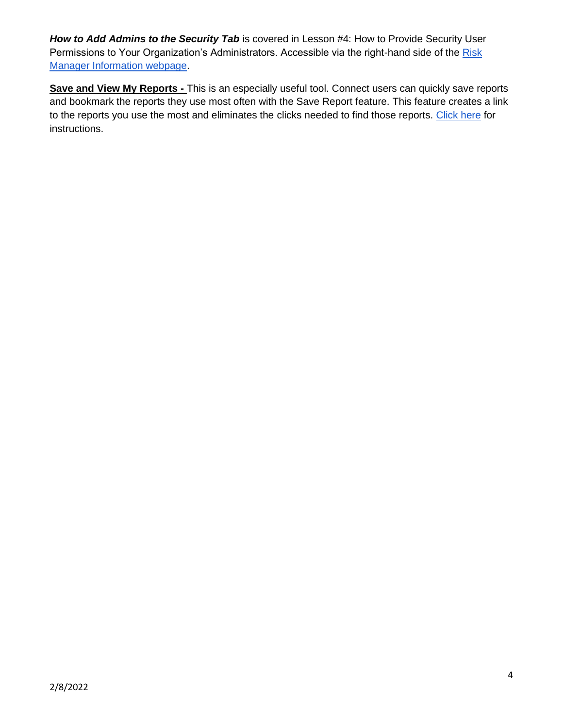***How to Add Admins to the Security Tab*** is covered in Lesson #4: How to Provide Security User Permissions to Your Organization's Administrators. Accessible via the right-hand side of the Risk Manager Information webpage.

**Save and View My Reports -** This is an especially useful tool. Connect users can quickly save reports and bookmark the reports they use most often with the Save Report feature. This feature creates a link to the reports you use the most and eliminates the clicks needed to find those reports. Click here for instructions.

2/8/2022